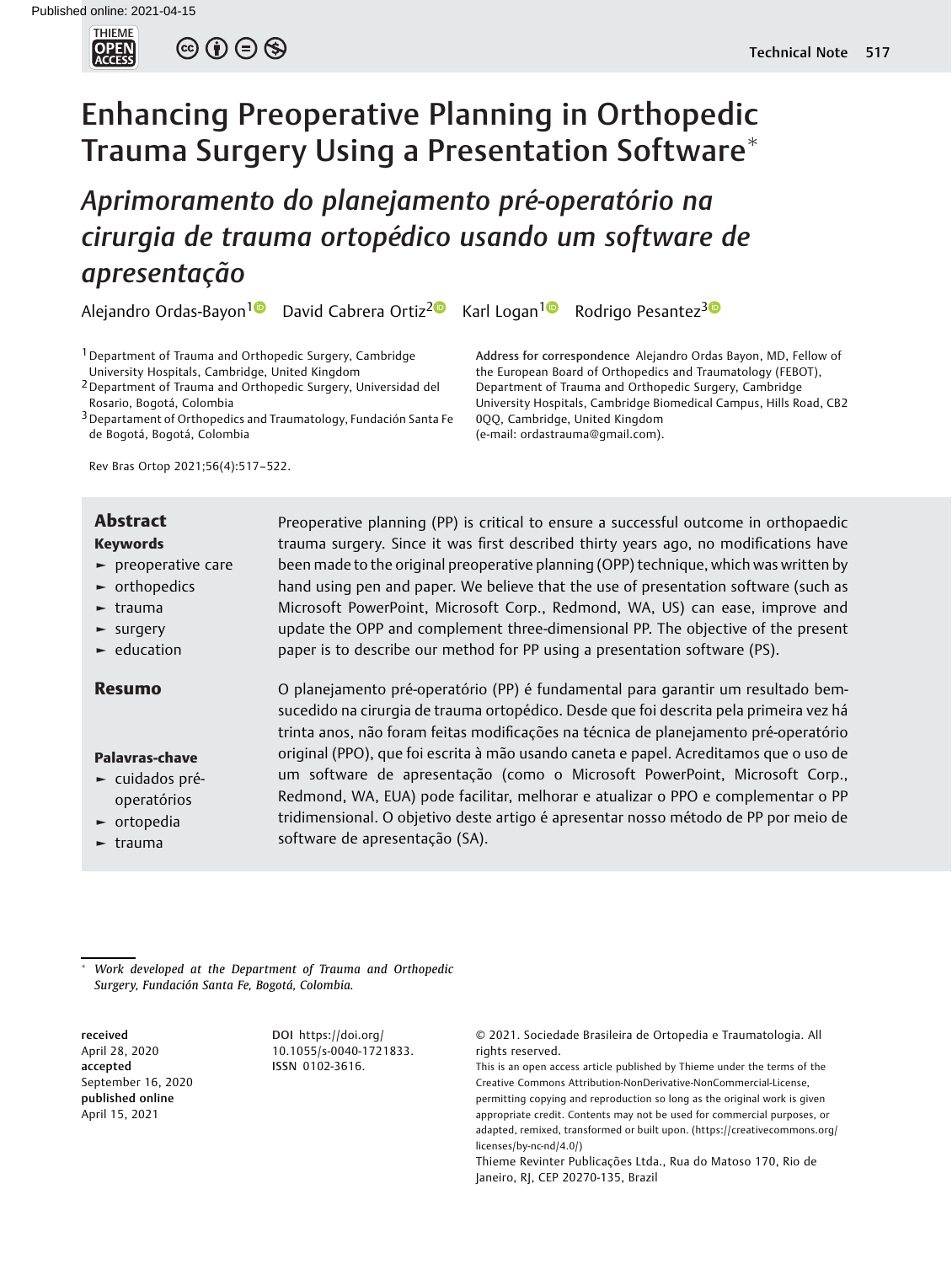# Enhancing Preoperative Planning in Orthopedic Trauma Surgery Using a Presentation Software*

## *Aprimoramento do planejamento pré-operatório na cirurgia de trauma ortopédico usando um software de apresentação*

Alejandro Ordas-Bayon[1] David Cabrera Ortiz[2] Karl Logan[1] Rodrigo Pesantez[3]

[1] Department of Trauma and Orthopedic Surgery, Cambridge University Hospitals, Cambridge, United Kingdom
[2] Department of Trauma and Orthopedic Surgery, Universidad del Rosario, Bogotá, Colombia
[3] Departament of Orthopedics and Traumatology, Fundación Santa Fe de Bogotá, Bogotá, Colombia

**Address for correspondence** Alejandro Ordas Bayon, MD, Fellow of the European Board of Orthopedics and Traumatology (FEBOT), Department of Trauma and Orthopedic Surgery, Cambridge University Hospitals, Cambridge Biomedical Campus, Hills Road, CB2 0QQ, Cambridge, United Kingdom (e-mail: ordastrauma@gmail.com).

Rev Bras Ortop 2021;56(4):517–522.

## Abstract

Preoperative planning (PP) is critical to ensure a successful outcome in orthopaedic trauma surgery. Since it was first described thirty years ago, no modifications have been made to the original preoperative planning (OPP) technique, which was written by hand using pen and paper. We believe that the use of presentation software (such as Microsoft PowerPoint, Microsoft Corp., Redmond, WA, US) can ease, improve and update the OPP and complement three-dimensional PP. The objective of the present paper is to describe our method for PP using a presentation software (PS).

**Keywords**
- preoperative care
- orthopedics
- trauma
- surgery
- education

## Resumo

O planejamento pré-operatório (PP) é fundamental para garantir um resultado bem-sucedido na cirurgia de trauma ortopédico. Desde que foi descrita pela primeira vez há trinta anos, não foram feitas modificações na técnica de planejamento pré-operatório original (PPO), que foi escrita à mão usando caneta e papel. Acreditamos que o uso de um software de apresentação (como o Microsoft PowerPoint, Microsoft Corp., Redmond, WA, EUA) pode facilitar, melhorar e atualizar o PPO e complementar o PP tridimensional. O objetivo deste artigo é apresentar nosso método de PP por meio de software de apresentação (SA).

**Palavras-chave**
- cuidados pré-operatórios
- ortopedia
- trauma

* *Work developed at the Department of Trauma and Orthopedic Surgery, Fundación Santa Fe, Bogotá, Colombia.*

**received** April 28, 2020
**accepted** September 16, 2020
**published online** April 15, 2021

**DOI** https://doi.org/10.1055/s-0040-1721833.
**ISSN** 0102-3616.

© 2021. Sociedade Brasileira de Ortopedia e Traumatologia. All rights reserved.
This is an open access article published by Thieme under the terms of the Creative Commons Attribution-NonDerivative-NonCommercial-License, permitting copying and reproduction so long as the original work is given appropriate credit. Contents may not be used for commercial purposes, or adapted, remixed, transformed or built upon. (https://creativecommons.org/licenses/by-nc-nd/4.0/)
Thieme Revinter Publicações Ltda., Rua do Matoso 170, Rio de Janeiro, RJ, CEP 20270-135, Brazil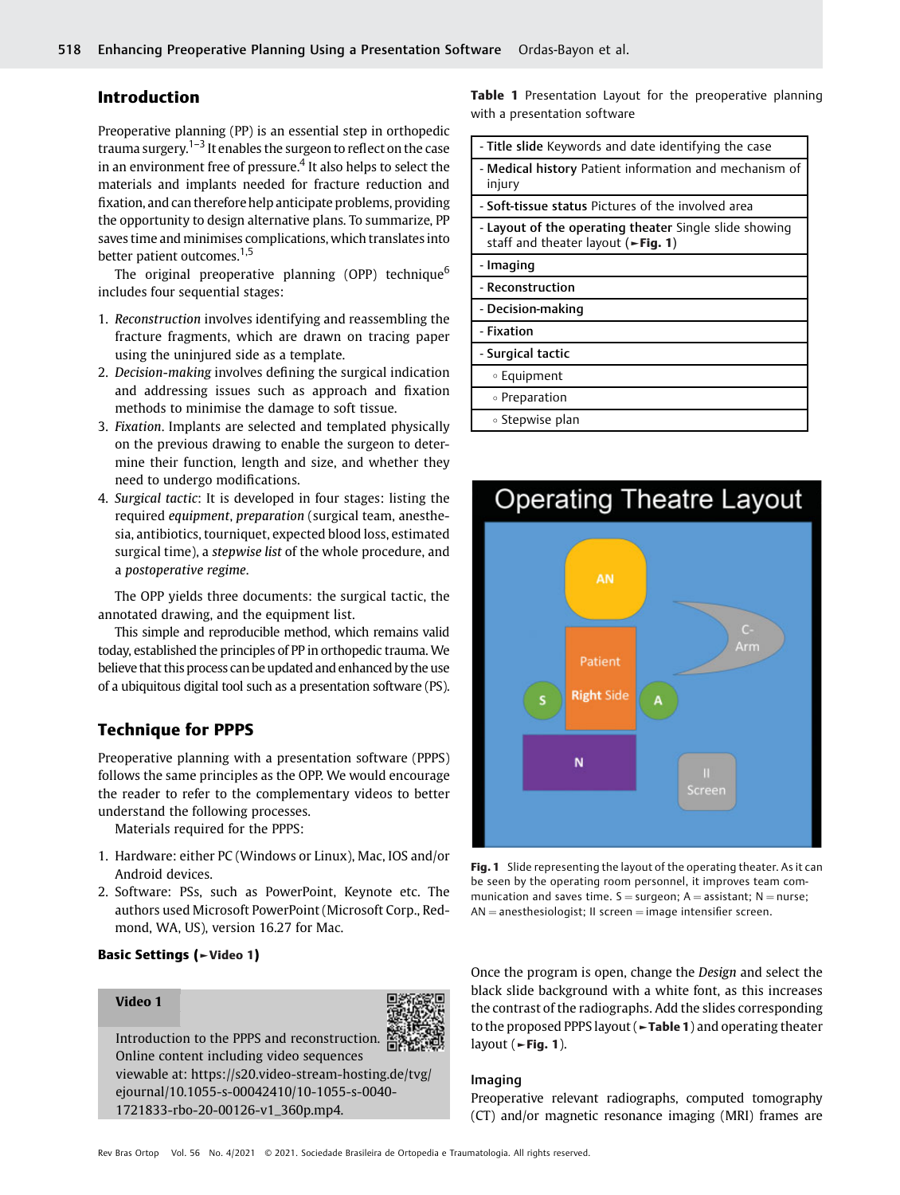## Introduction

Preoperative planning (PP) is an essential step in orthopedic trauma surgery.[1–3] It enables the surgeon to reflect on the case in an environment free of pressure.[4] It also helps to select the materials and implants needed for fracture reduction and fixation, and can therefore help anticipate problems, providing the opportunity to design alternative plans. To summarize, PP saves time and minimises complications, which translates into better patient outcomes.[1,5]

The original preoperative planning (OPP) technique[6] includes four sequential stages:

1. *Reconstruction* involves identifying and reassembling the fracture fragments, which are drawn on tracing paper using the uninjured side as a template.
2. *Decision-making* involves defining the surgical indication and addressing issues such as approach and fixation methods to minimise the damage to soft tissue.
3. *Fixation*. Implants are selected and templated physically on the previous drawing to enable the surgeon to determine their function, length and size, and whether they need to undergo modifications.
4. *Surgical tactic*: It is developed in four stages: listing the required *equipment*, *preparation* (surgical team, anesthesia, antibiotics, tourniquet, expected blood loss, estimated surgical time), a *stepwise list* of the whole procedure, and a *postoperative regime*.

The OPP yields three documents: the surgical tactic, the annotated drawing, and the equipment list.

This simple and reproducible method, which remains valid today, established the principles of PP in orthopedic trauma. We believe that this process can be updated and enhanced by the use of a ubiquitous digital tool such as a presentation software (PS).

## Technique for PPPS

Preoperative planning with a presentation software (PPPS) follows the same principles as the OPP. We would encourage the reader to refer to the complementary videos to better understand the following processes.

Materials required for the PPPS:

1. Hardware: either PC (Windows or Linux), Mac, IOS and/or Android devices.
2. Software: PSs, such as PowerPoint, Keynote etc. The authors used Microsoft PowerPoint (Microsoft Corp., Redmond, WA, US), version 16.27 for Mac.

### Basic Settings (►Video 1)

**Video 1**

Introduction to the PPPS and reconstruction. Online content including video sequences viewable at: https://s20.video-stream-hosting.de/tvg/ejournal/10.1055-s-00042410/10-1055-s-0040-1721833-rbo-20-00126-v1_360p.mp4.

**Table 1** Presentation Layout for the preoperative planning with a presentation software

| |
|---|
| - **Title slide** Keywords and date identifying the case |
| - **Medical history** Patient information and mechanism of injury |
| - **Soft-tissue status** Pictures of the involved area |
| - **Layout of the operating theater** Single slide showing staff and theater layout (►**Fig. 1**) |
| - **Imaging** |
| - **Reconstruction** |
| - **Decision-making** |
| - **Fixation** |
| - **Surgical tactic** |
| ◦ Equipment |
| ◦ Preparation |
| ◦ Stepwise plan |

**Fig. 1** Slide representing the layout of the operating theater. As it can be seen by the operating room personnel, it improves team communication and saves time. S = surgeon; A = assistant; N = nurse; AN = anesthesiologist; II screen = image intensifier screen.

Once the program is open, change the *Design* and select the black slide background with a white font, as this increases the contrast of the radiographs. Add the slides corresponding to the proposed PPPS layout (►**Table 1**) and operating theater layout (►**Fig. 1**).

### Imaging

Preoperative relevant radiographs, computed tomography (CT) and/or magnetic resonance imaging (MRI) frames are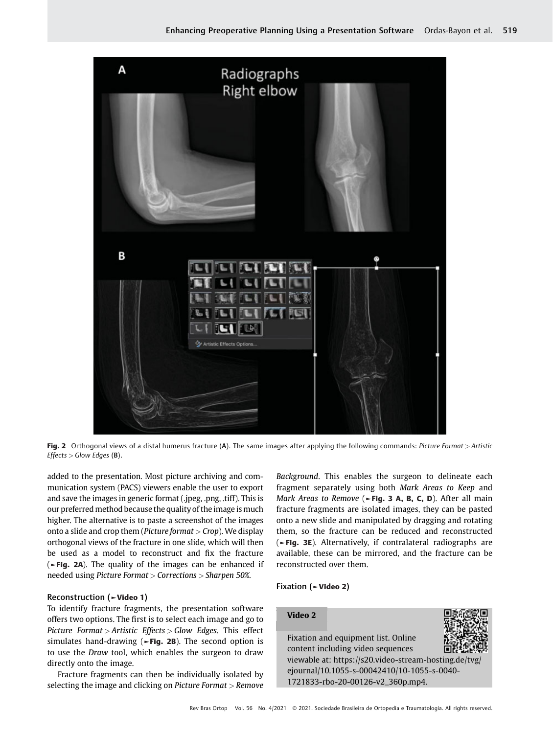Fig. 2 Orthogonal views of a distal humerus fracture (A). The same images after applying the following commands: *Picture Format > Artistic Effects > Glow Edges* (B).

added to the presentation. Most picture archiving and communication system (PACS) viewers enable the user to export and save the images in generic format (.jpeg, .png, .tiff). This is our preferred method because the quality of the image is much higher. The alternative is to paste a screenshot of the images onto a slide and crop them (*Picture format > Crop*). We display orthogonal views of the fracture in one slide, which will then be used as a model to reconstruct and fix the fracture (►Fig. 2A). The quality of the images can be enhanced if needed using *Picture Format > Corrections > Sharpen 50%*.

### Reconstruction (►Video 1)

To identify fracture fragments, the presentation software offers two options. The first is to select each image and go to *Picture Format > Artistic Effects > Glow Edges*. This effect simulates hand-drawing (►Fig. 2B). The second option is to use the *Draw* tool, which enables the surgeon to draw directly onto the image.

Fracture fragments can then be individually isolated by selecting the image and clicking on *Picture Format > Remove Background*. This enables the surgeon to delineate each fragment separately using both *Mark Areas to Keep* and *Mark Areas to Remove* (►Fig. 3 A, B, C, D). After all main fracture fragments are isolated images, they can be pasted onto a new slide and manipulated by dragging and rotating them, so the fracture can be reduced and reconstructed (►Fig. 3E). Alternatively, if contralateral radiographs are available, these can be mirrored, and the fracture can be reconstructed over them.

### Fixation (►Video 2)

**Video 2**

Fixation and equipment list. Online content including video sequences viewable at: https://s20.video-stream-hosting.de/tvg/ejournal/10.1055-s-00042410/10-1055-s-0040-1721833-rbo-20-00126-v2_360p.mp4.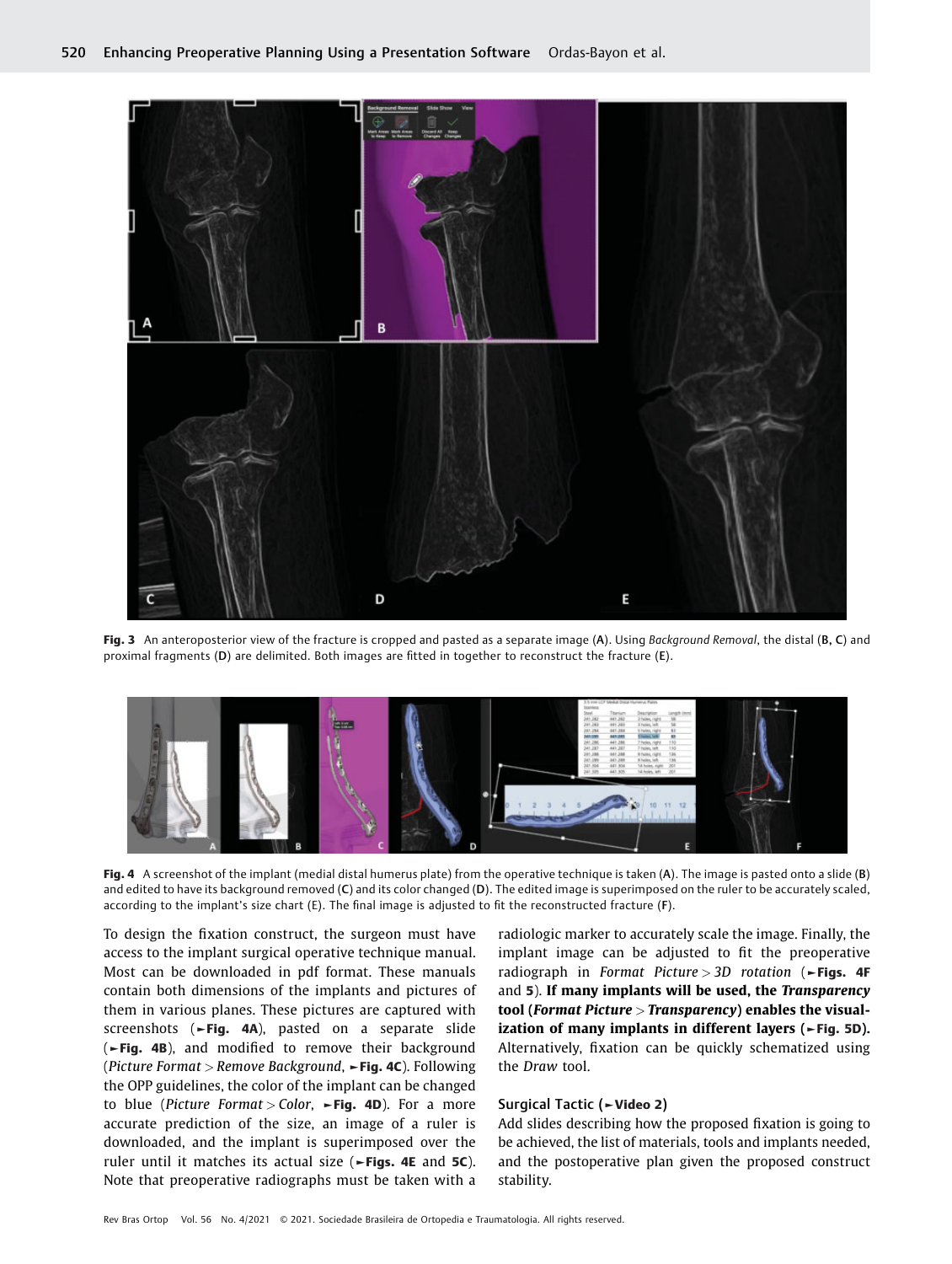Fig. 3 An anteroposterior view of the fracture is cropped and pasted as a separate image (A). Using *Background Removal*, the distal (B, C) and proximal fragments (D) are delimited. Both images are fitted in together to reconstruct the fracture (E).

Fig. 4 A screenshot of the implant (medial distal humerus plate) from the operative technique is taken (A). The image is pasted onto a slide (B) and edited to have its background removed (C) and its color changed (D). The edited image is superimposed on the ruler to be accurately scaled, according to the implant's size chart (E). The final image is adjusted to fit the reconstructed fracture (F).

To design the fixation construct, the surgeon must have access to the implant surgical operative technique manual. Most can be downloaded in pdf format. These manuals contain both dimensions of the implants and pictures of them in various planes. These pictures are captured with screenshots (►Fig. 4A), pasted on a separate slide (►Fig. 4B), and modified to remove their background (*Picture Format > Remove Background*, ►Fig. 4C). Following the OPP guidelines, the color of the implant can be changed to blue (*Picture Format > Color*, ►Fig. 4D). For a more accurate prediction of the size, an image of a ruler is downloaded, and the implant is superimposed over the ruler until it matches its actual size (►Figs. 4E and 5C). Note that preoperative radiographs must be taken with a radiologic marker to accurately scale the image. Finally, the implant image can be adjusted to fit the preoperative radiograph in *Format Picture > 3D rotation* (►Figs. 4F and 5). **If many implants will be used, the *Transparency* tool (*Format Picture > Transparency*) enables the visualization of many implants in different layers (►Fig. 5D).** Alternatively, fixation can be quickly schematized using the *Draw* tool.

### Surgical Tactic (►Video 2)

Add slides describing how the proposed fixation is going to be achieved, the list of materials, tools and implants needed, and the postoperative plan given the proposed construct stability.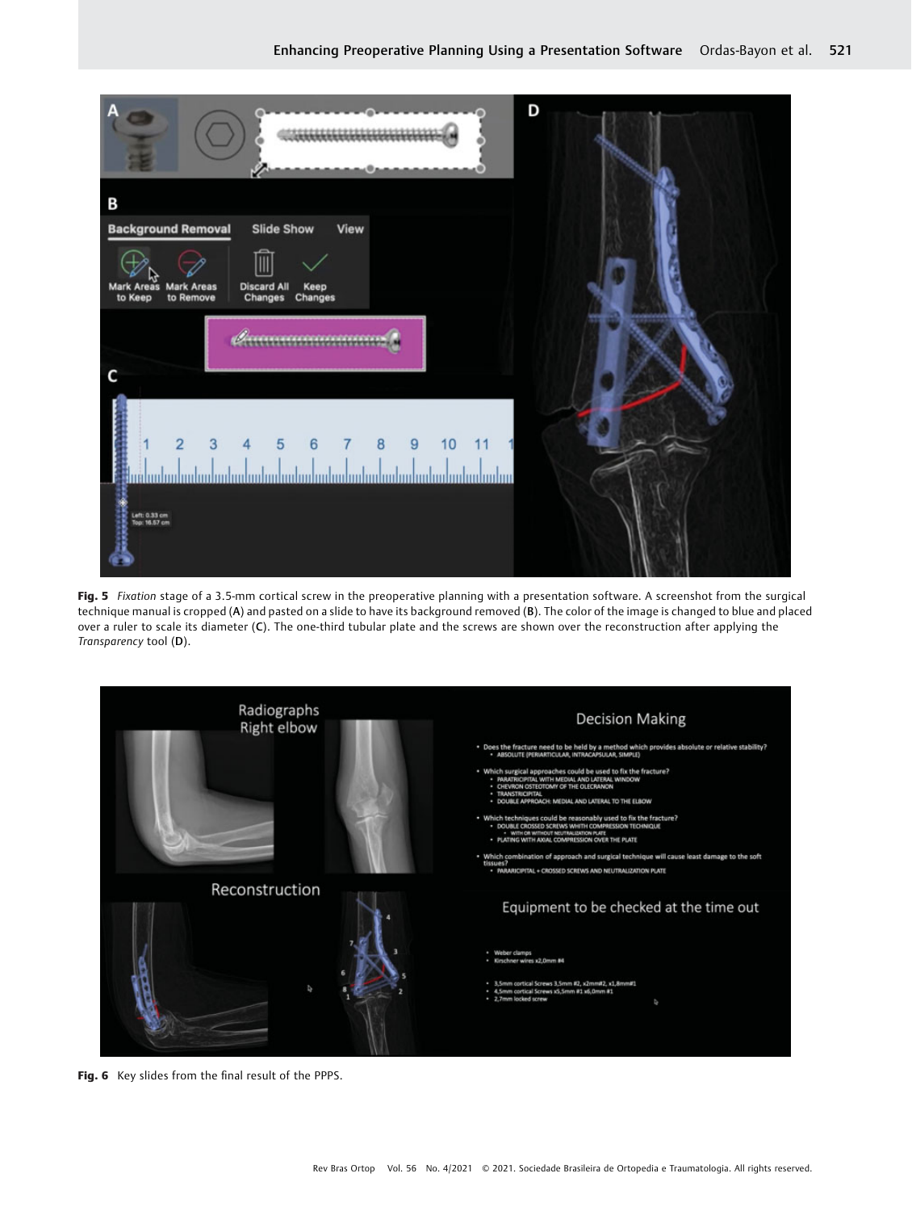**Fig. 5** *Fixation* stage of a 3.5-mm cortical screw in the preoperative planning with a presentation software. A screenshot from the surgical technique manual is cropped (**A**) and pasted on a slide to have its background removed (**B**). The color of the image is changed to blue and placed over a ruler to scale its diameter (**C**). The one-third tubular plate and the screws are shown over the reconstruction after applying the *Transparency* tool (**D**).

**Fig. 6** Key slides from the final result of the PPPS.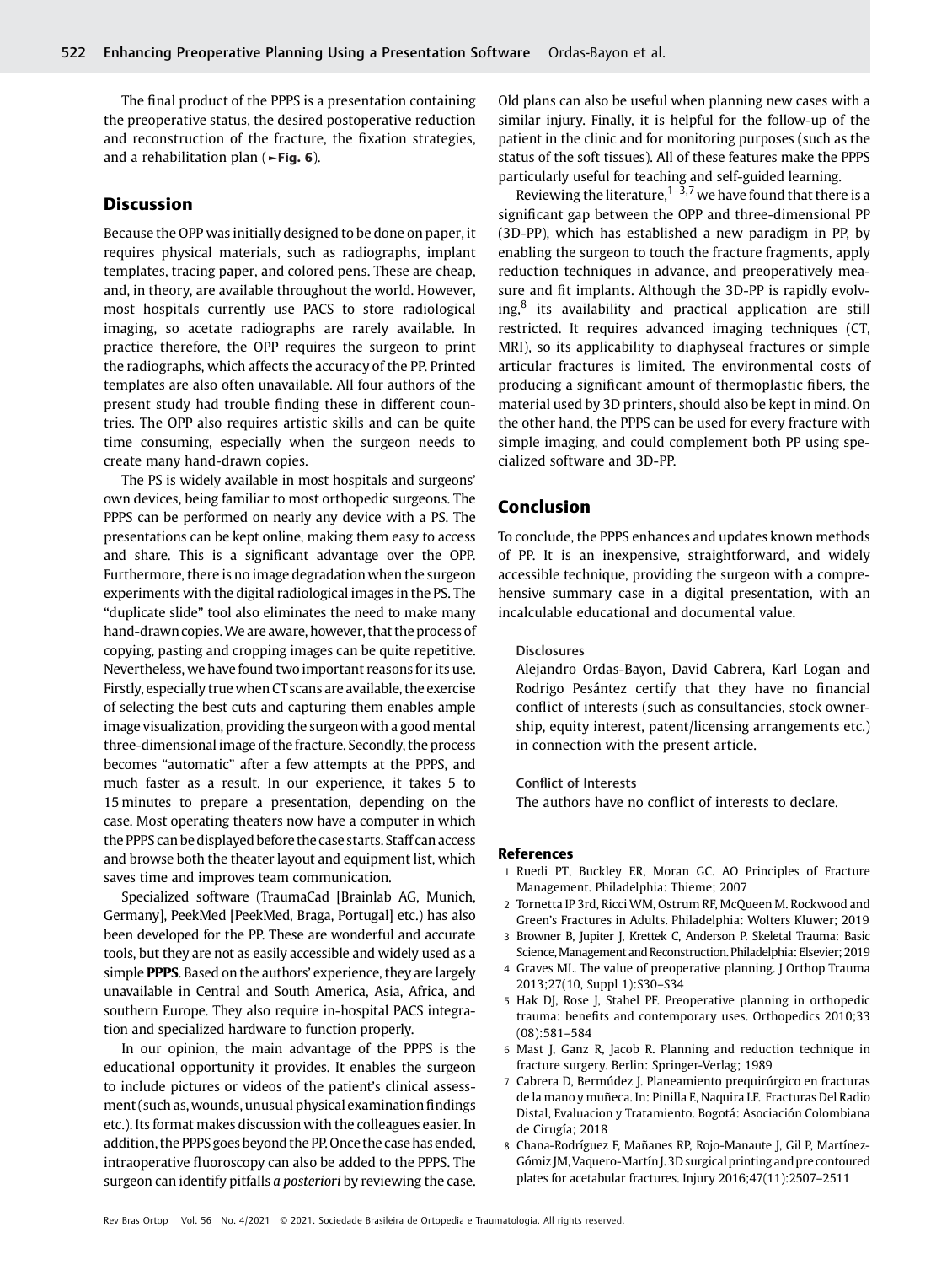The final product of the PPPS is a presentation containing the preoperative status, the desired postoperative reduction and reconstruction of the fracture, the fixation strategies, and a rehabilitation plan (►**Fig. 6**).

## Discussion

Because the OPP was initially designed to be done on paper, it requires physical materials, such as radiographs, implant templates, tracing paper, and colored pens. These are cheap, and, in theory, are available throughout the world. However, most hospitals currently use PACS to store radiological imaging, so acetate radiographs are rarely available. In practice therefore, the OPP requires the surgeon to print the radiographs, which affects the accuracy of the PP. Printed templates are also often unavailable. All four authors of the present study had trouble finding these in different countries. The OPP also requires artistic skills and can be quite time consuming, especially when the surgeon needs to create many hand-drawn copies.

The PS is widely available in most hospitals and surgeons' own devices, being familiar to most orthopedic surgeons. The PPPS can be performed on nearly any device with a PS. The presentations can be kept online, making them easy to access and share. This is a significant advantage over the OPP. Furthermore, there is no image degradation when the surgeon experiments with the digital radiological images in the PS. The "duplicate slide" tool also eliminates the need to make many hand-drawn copies. We are aware, however, that the process of copying, pasting and cropping images can be quite repetitive. Nevertheless, we have found two important reasons for its use. Firstly, especially true when CT scans are available, the exercise of selecting the best cuts and capturing them enables ample image visualization, providing the surgeon with a good mental three-dimensional image of the fracture. Secondly, the process becomes "automatic" after a few attempts at the PPPS, and much faster as a result. In our experience, it takes 5 to 15 minutes to prepare a presentation, depending on the case. Most operating theaters now have a computer in which the PPPS can be displayed before the case starts. Staff can access and browse both the theater layout and equipment list, which saves time and improves team communication.

Specialized software (TraumaCad [Brainlab AG, Munich, Germany], PeekMed [PeekMed, Braga, Portugal] etc.) has also been developed for the PP. These are wonderful and accurate tools, but they are not as easily accessible and widely used as a simple **PPPS**. Based on the authors' experience, they are largely unavailable in Central and South America, Asia, Africa, and southern Europe. They also require in-hospital PACS integration and specialized hardware to function properly.

In our opinion, the main advantage of the PPPS is the educational opportunity it provides. It enables the surgeon to include pictures or videos of the patient's clinical assessment (such as, wounds, unusual physical examination findings etc.). Its format makes discussion with the colleagues easier. In addition, the PPPS goes beyond the PP. Once the case has ended, intraoperative fluoroscopy can also be added to the PPPS. The surgeon can identify pitfalls *a posteriori* by reviewing the case. Old plans can also be useful when planning new cases with a similar injury. Finally, it is helpful for the follow-up of the patient in the clinic and for monitoring purposes (such as the status of the soft tissues). All of these features make the PPPS particularly useful for teaching and self-guided learning.

Reviewing the literature,[1–3,7] we have found that there is a significant gap between the OPP and three-dimensional PP (3D-PP), which has established a new paradigm in PP, by enabling the surgeon to touch the fracture fragments, apply reduction techniques in advance, and preoperatively measure and fit implants. Although the 3D-PP is rapidly evolving,[8] its availability and practical application are still restricted. It requires advanced imaging techniques (CT, MRI), so its applicability to diaphyseal fractures or simple articular fractures is limited. The environmental costs of producing a significant amount of thermoplastic fibers, the material used by 3D printers, should also be kept in mind. On the other hand, the PPPS can be used for every fracture with simple imaging, and could complement both PP using specialized software and 3D-PP.

## Conclusion

To conclude, the PPPS enhances and updates known methods of PP. It is an inexpensive, straightforward, and widely accessible technique, providing the surgeon with a comprehensive summary case in a digital presentation, with an incalculable educational and documental value.

Disclosures

Alejandro Ordas-Bayon, David Cabrera, Karl Logan and Rodrigo Pesántez certify that they have no financial conflict of interests (such as consultancies, stock ownership, equity interest, patent/licensing arrangements etc.) in connection with the present article.

Conflict of Interests

The authors have no conflict of interests to declare.

## References

1. Ruedi PT, Buckley ER, Moran GC. AO Principles of Fracture Management. Philadelphia: Thieme; 2007
2. Tornetta IP 3rd, Ricci WM, Ostrum RF, McQueen M. Rockwood and Green's Fractures in Adults. Philadelphia: Wolters Kluwer; 2019
3. Browner B, Jupiter J, Krettek C, Anderson P. Skeletal Trauma: Basic Science, Management and Reconstruction. Philadelphia: Elsevier; 2019
4. Graves ML. The value of preoperative planning. J Orthop Trauma 2013;27(10, Suppl 1):S30–S34
5. Hak DJ, Rose J, Stahel PF. Preoperative planning in orthopedic trauma: benefits and contemporary uses. Orthopedics 2010;33 (08):581–584
6. Mast J, Ganz R, Jacob R. Planning and reduction technique in fracture surgery. Berlin: Springer-Verlag; 1989
7. Cabrera D, Bermúdez J. Planeamiento prequirúrgico en fracturas de la mano y muñeca. In: Pinilla E, Naquira LF. Fracturas Del Radio Distal, Evaluacion y Tratamiento. Bogotá: Asociación Colombiana de Cirugía; 2018
8. Chana-Rodríguez F, Mañanes RP, Rojo-Manaute J, Gil P, Martínez-Gómiz JM, Vaquero-Martín J. 3D surgical printing and pre contoured plates for acetabular fractures. Injury 2016;47(11):2507–2511